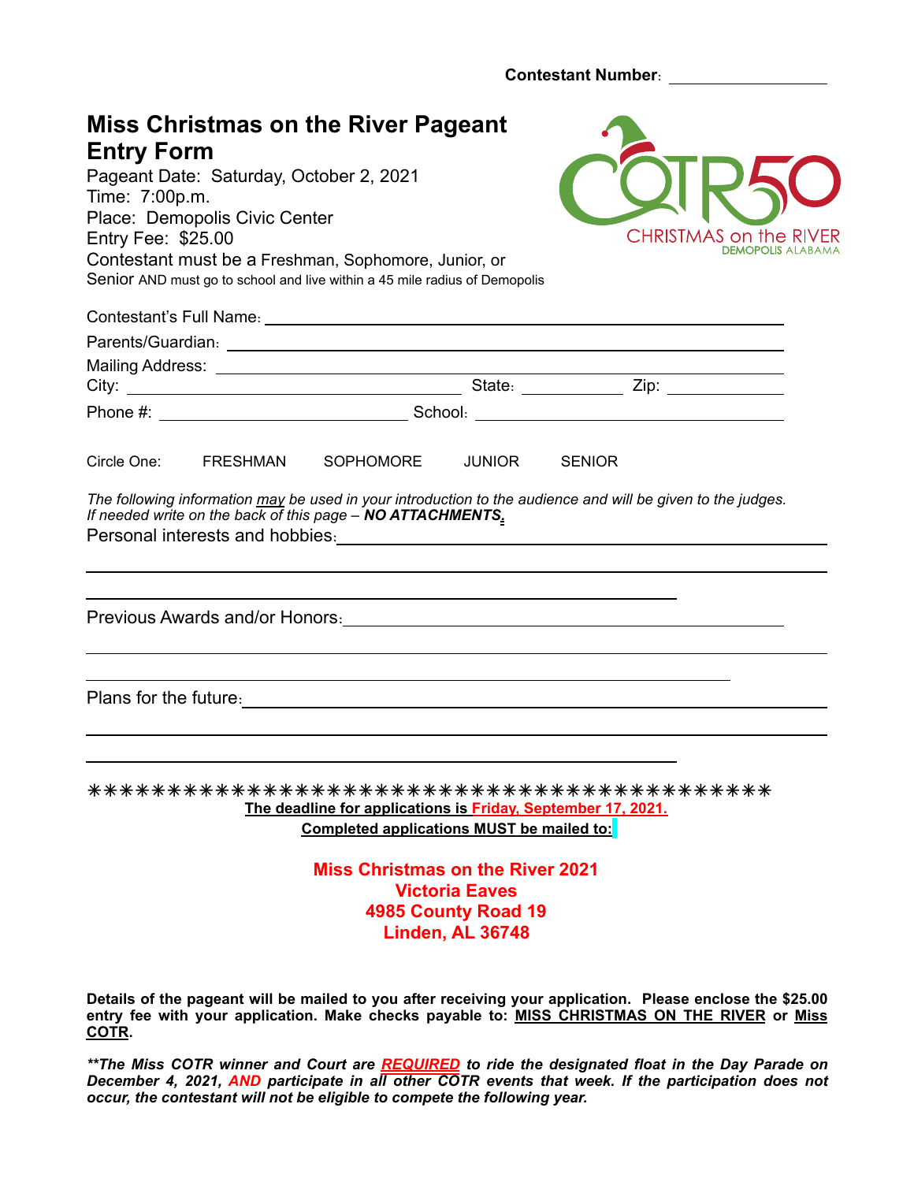Contestant Number: ____________

# Miss Christmas on the River Pageant Entry Form

Pageant Date: Saturday, October 2, 2021
Time: 7:00p.m.
Place: Demopolis Civic Center
Entry Fee: $25.00
Contestant must be a Freshman, Sophomore, Junior, or Senior AND must go to school and live within a 45 mile radius of Demopolis

COTR50
CHRISTMAS on the RIVER
DEMOPOLIS ALABAMA

Contestant's Full Name: ____________

Parents/Guardian: ____________

Mailing Address: ____________

City: ____________ State: ____________ Zip: ____________

Phone #: ____________ School: ____________

Circle One: FRESHMAN SOPHOMORE JUNIOR SENIOR

*The following information may be used in your introduction to the audience and will be given to the judges. If needed write on the back of this page – **NO ATTACHMENTS.***

Personal interests and hobbies: ____________

____________

____________

Previous Awards and/or Honors: ____________

____________

____________

Plans for the future: ____________

____________

____________

✳✳✳✳✳✳✳✳✳✳✳✳✳✳✳✳✳✳✳✳✳✳✳✳✳✳✳✳✳✳✳✳✳✳✳✳✳✳✳✳✳✳✳✳✳✳

**The deadline for applications is Friday, September 17, 2021.**

**Completed applications MUST be mailed to:**

**Miss Christmas on the River 2021**
**Victoria Eaves**
**4985 County Road 19**
**Linden, AL 36748**

**Details of the pageant will be mailed to you after receiving your application. Please enclose the $25.00 entry fee with your application. Make checks payable to: MISS CHRISTMAS ON THE RIVER or Miss COTR.**

***\*\*The Miss COTR winner and Court are REQUIRED to ride the designated float in the Day Parade on December 4, 2021, AND participate in all other COTR events that week. If the participation does not occur, the contestant will not be eligible to compete the following year.***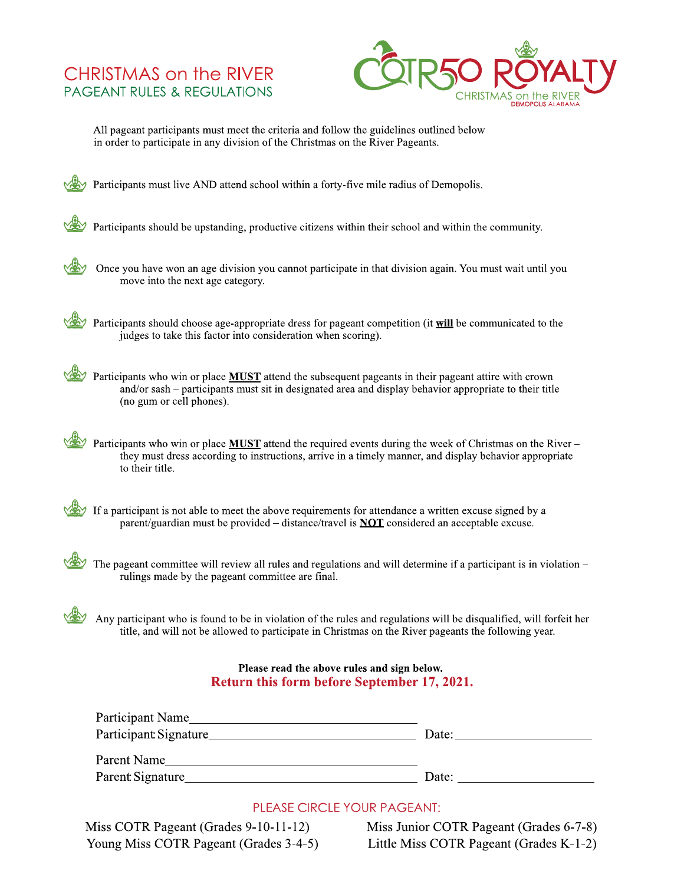# CHRISTMAS on the RIVER
## PAGEANT RULES & REGULATIONS

COTR50 ROYALTY
CHRISTMAS on the RIVER
DEMOPOLIS ALABAMA

All pageant participants must meet the criteria and follow the guidelines outlined below in order to participate in any division of the Christmas on the River Pageants.

- Participants must live AND attend school within a forty-five mile radius of Demopolis.
- Participants should be upstanding, productive citizens within their school and within the community.
- Once you have won an age division you cannot participate in that division again. You must wait until you move into the next age category.
- Participants should choose age-appropriate dress for pageant competition (it **will** be communicated to the judges to take this factor into consideration when scoring).
- Participants who win or place **MUST** attend the subsequent pageants in their pageant attire with crown and/or sash – participants must sit in designated area and display behavior appropriate to their title (no gum or cell phones).
- Participants who win or place **MUST** attend the required events during the week of Christmas on the River – they must dress according to instructions, arrive in a timely manner, and display behavior appropriate to their title.
- If a participant is not able to meet the above requirements for attendance a written excuse signed by a parent/guardian must be provided – distance/travel is **NOT** considered an acceptable excuse.
- The pageant committee will review all rules and regulations and will determine if a participant is in violation – rulings made by the pageant committee are final.
- Any participant who is found to be in violation of the rules and regulations will be disqualified, will forfeit her title, and will not be allowed to participate in Christmas on the River pageants the following year.

**Please read the above rules and sign below.**
**Return this form before September 17, 2021.**

Participant Name\_\_\_\_\_\_\_\_\_\_\_\_\_\_\_\_\_\_\_\_\_\_\_\_\_\_\_\_\_\_
Participant Signature\_\_\_\_\_\_\_\_\_\_\_\_\_\_\_\_\_\_\_\_\_\_\_\_\_\_ Date:\_\_\_\_\_\_\_\_\_\_\_\_\_\_\_\_

Parent Name\_\_\_\_\_\_\_\_\_\_\_\_\_\_\_\_\_\_\_\_\_\_\_\_\_\_\_\_\_\_\_\_\_
Parent Signature\_\_\_\_\_\_\_\_\_\_\_\_\_\_\_\_\_\_\_\_\_\_\_\_\_\_\_\_\_ Date:\_\_\_\_\_\_\_\_\_\_\_\_\_\_\_\_

PLEASE CIRCLE YOUR PAGEANT:

Miss COTR Pageant (Grades 9-10-11-12)
Miss Junior COTR Pageant (Grades 6-7-8)
Young Miss COTR Pageant (Grades 3-4-5)
Little Miss COTR Pageant (Grades K-1-2)